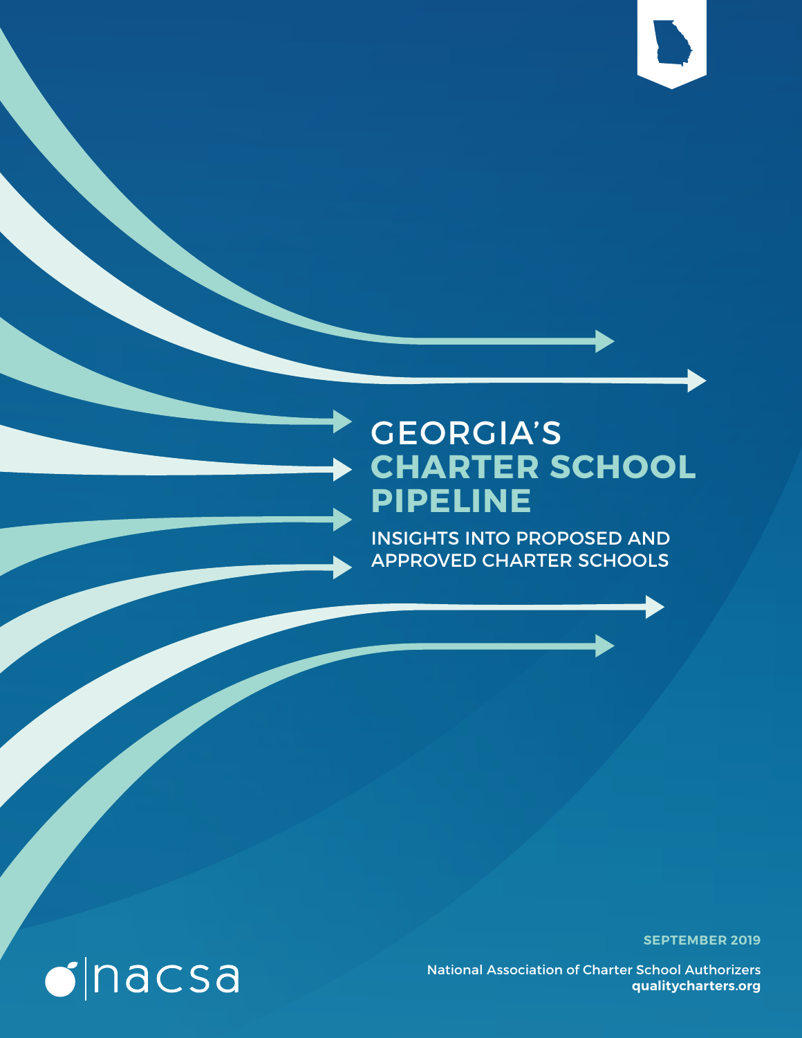# GEORGIA'S **CHARTER SCHOOL PIPELINE**

INSIGHTS INTO PROPOSED AND APPROVED CHARTER SCHOOLS

**SEPTEMBER 2019**

nacsa

National Association of Charter School Authorizers
**qualitycharters.org**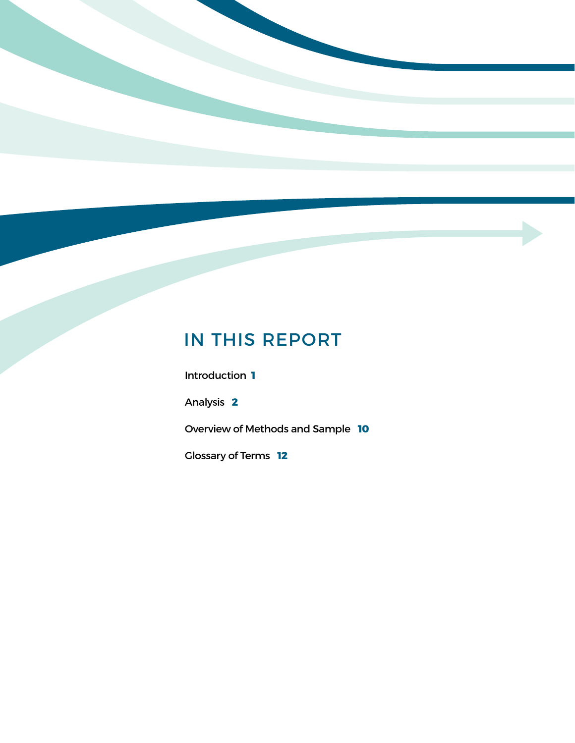## IN THIS REPORT

Introduction **1**

Analysis **2**

Overview of Methods and Sample **10**

Glossary of Terms **12**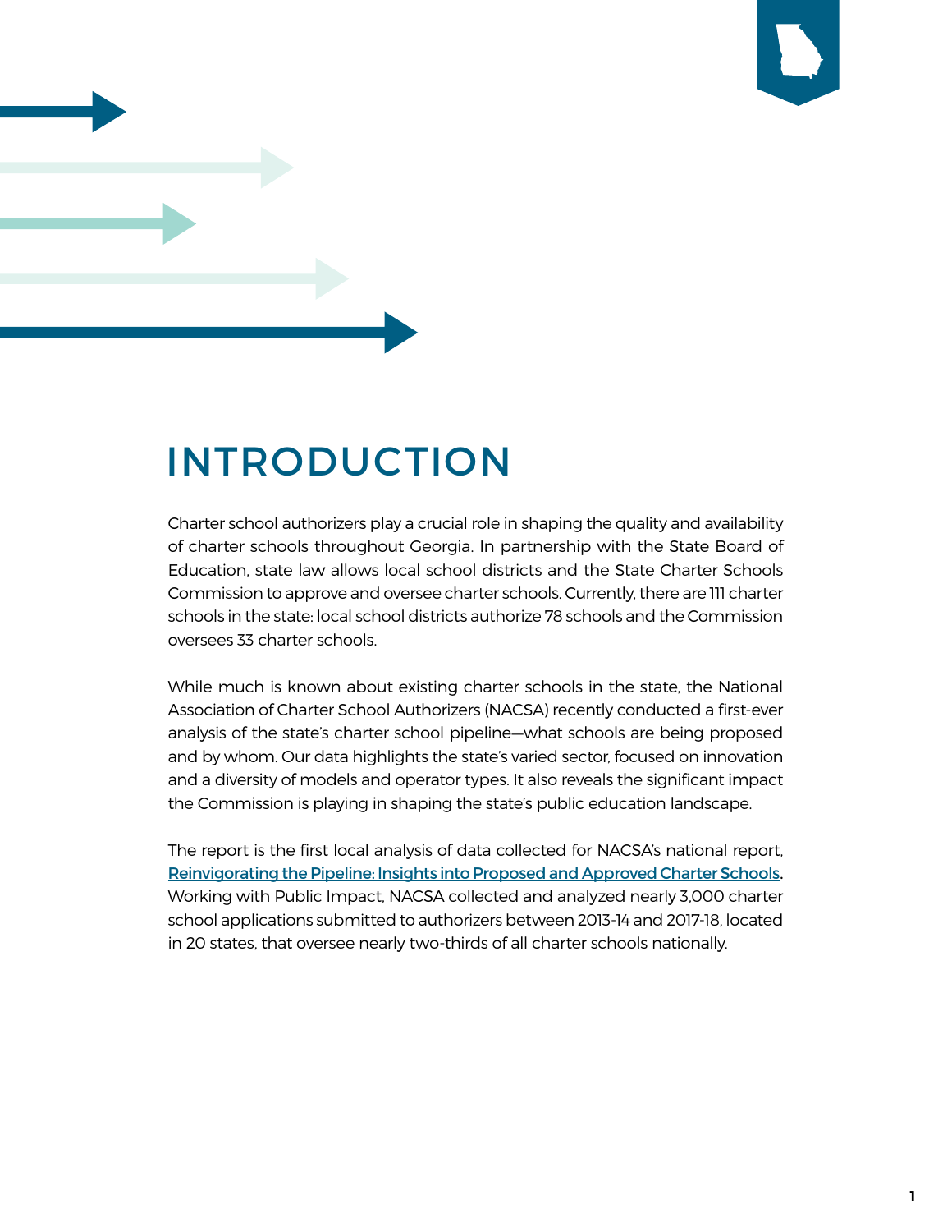# INTRODUCTION

Charter school authorizers play a crucial role in shaping the quality and availability of charter schools throughout Georgia. In partnership with the State Board of Education, state law allows local school districts and the State Charter Schools Commission to approve and oversee charter schools. Currently, there are 111 charter schools in the state: local school districts authorize 78 schools and the Commission oversees 33 charter schools.

While much is known about existing charter schools in the state, the National Association of Charter School Authorizers (NACSA) recently conducted a first-ever analysis of the state's charter school pipeline—what schools are being proposed and by whom. Our data highlights the state's varied sector, focused on innovation and a diversity of models and operator types. It also reveals the significant impact the Commission is playing in shaping the state's public education landscape.

The report is the first local analysis of data collected for NACSA's national report, Reinvigorating the Pipeline: Insights into Proposed and Approved Charter Schools. Working with Public Impact, NACSA collected and analyzed nearly 3,000 charter school applications submitted to authorizers between 2013-14 and 2017-18, located in 20 states, that oversee nearly two-thirds of all charter schools nationally.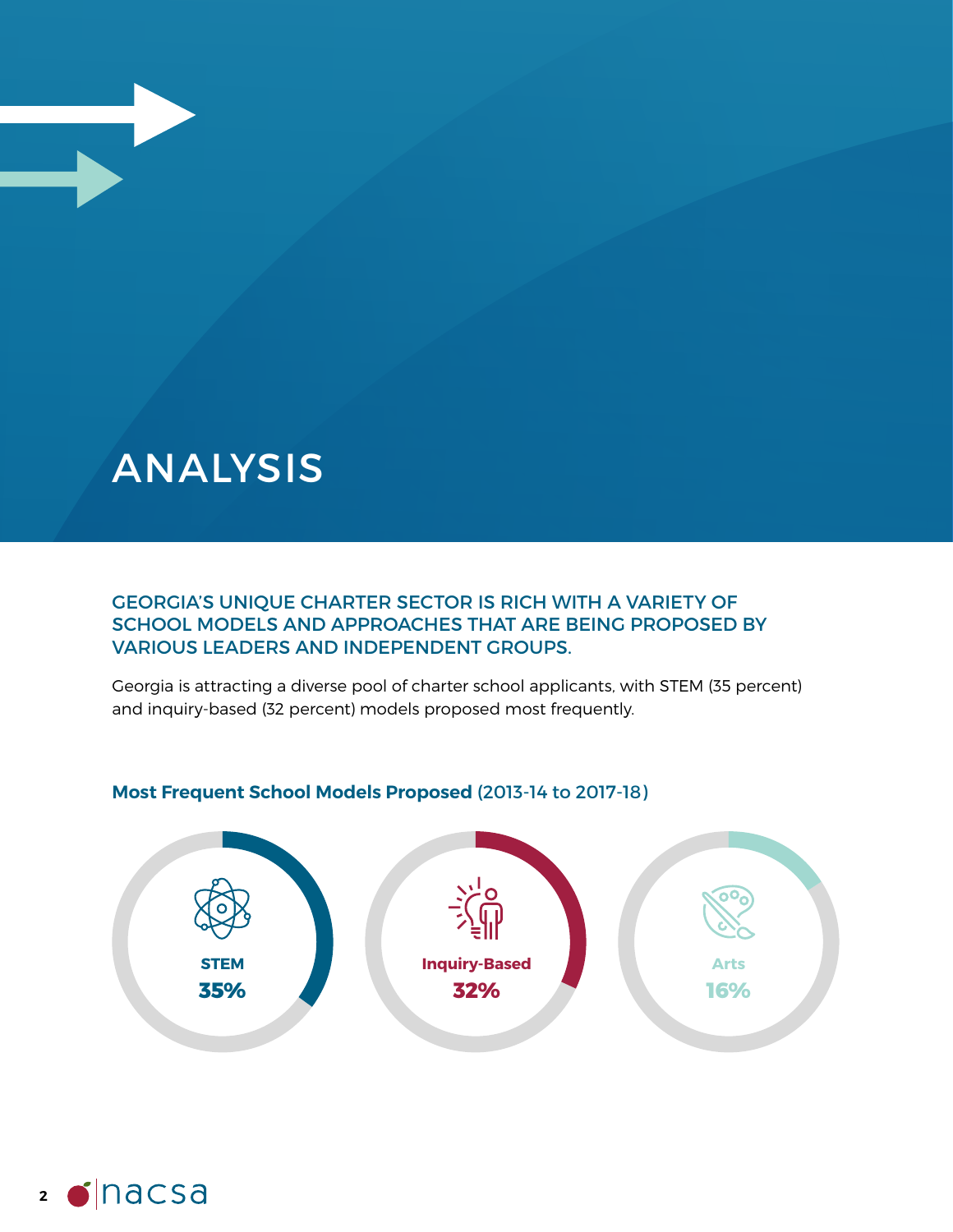# ANALYSIS

## GEORGIA'S UNIQUE CHARTER SECTOR IS RICH WITH A VARIETY OF SCHOOL MODELS AND APPROACHES THAT ARE BEING PROPOSED BY VARIOUS LEADERS AND INDEPENDENT GROUPS.

Georgia is attracting a diverse pool of charter school applicants, with STEM (35 percent) and inquiry-based (32 percent) models proposed most frequently.

**Most Frequent School Models Proposed** (2013-14 to 2017-18)

**STEM**
**35%**

**Inquiry-Based**
**32%**

**Arts**
**16%**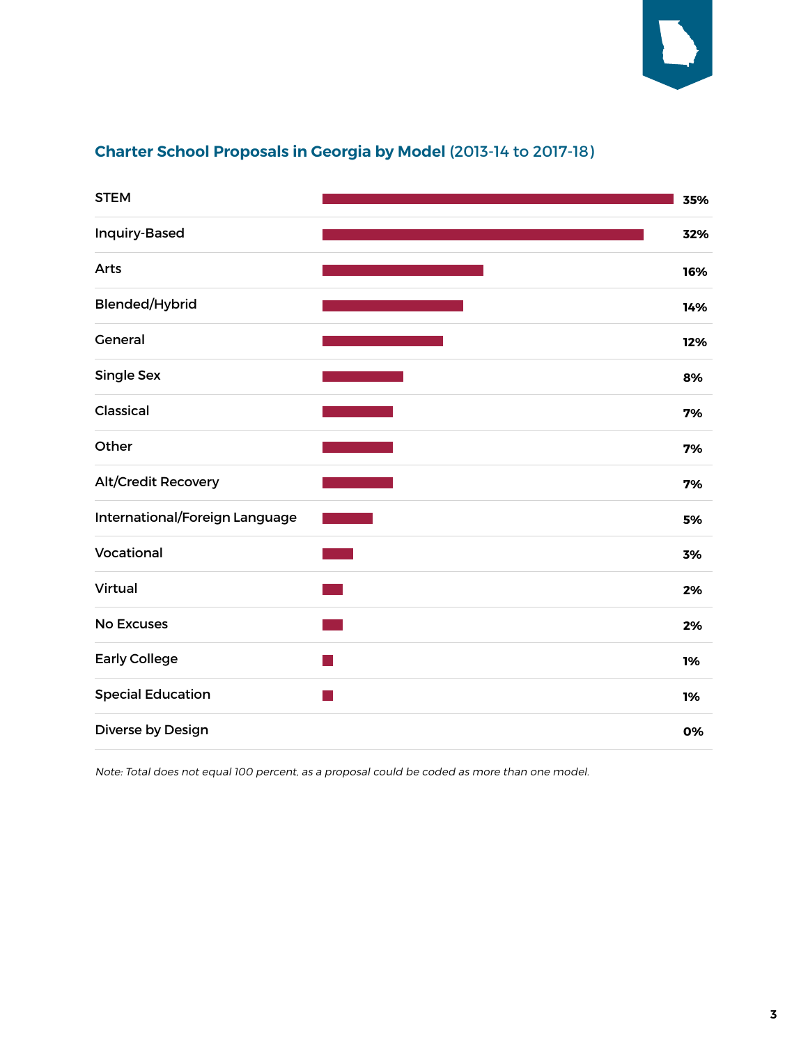### Charter School Proposals in Georgia by Model (2013-14 to 2017-18)

| Model | Percent |
| --- | --- |
| STEM | 35% |
| Inquiry-Based | 32% |
| Arts | 16% |
| Blended/Hybrid | 14% |
| General | 12% |
| Single Sex | 8% |
| Classical | 7% |
| Other | 7% |
| Alt/Credit Recovery | 7% |
| International/Foreign Language | 5% |
| Vocational | 3% |
| Virtual | 2% |
| No Excuses | 2% |
| Early College | 1% |
| Special Education | 1% |
| Diverse by Design | 0% |

*Note: Total does not equal 100 percent, as a proposal could be coded as more than one model.*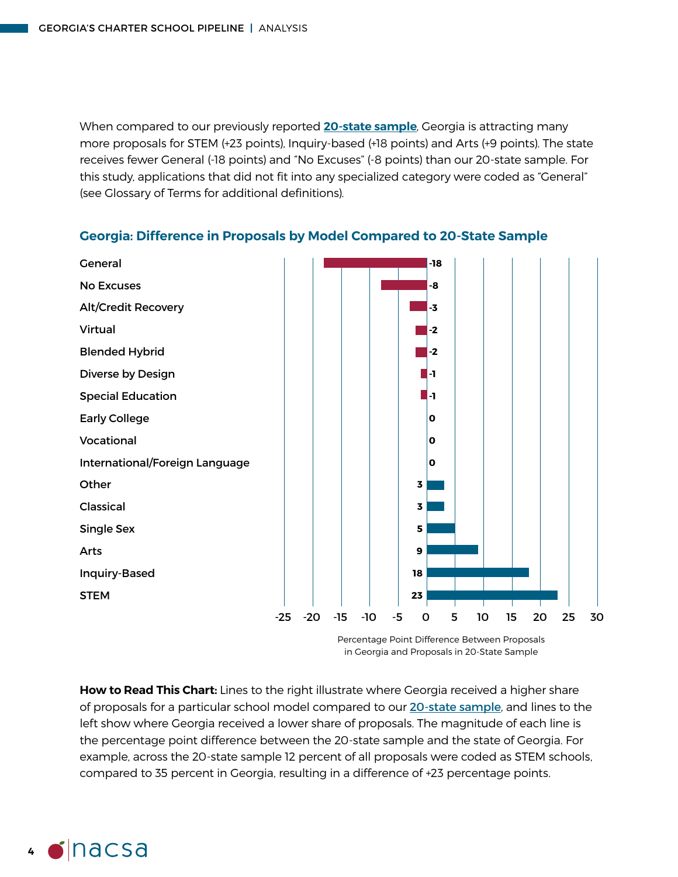When compared to our previously reported **20-state sample**, Georgia is attracting many more proposals for STEM (+23 points), Inquiry-based (+18 points) and Arts (+9 points). The state receives fewer General (-18 points) and "No Excuses" (-8 points) than our 20-state sample. For this study, applications that did not fit into any specialized category were coded as "General" (see Glossary of Terms for additional definitions).

### Georgia: Difference in Proposals by Model Compared to 20-State Sample

| Model | Percentage Point Difference |
|---|---|
| General | -18 |
| No Excuses | -8 |
| Alt/Credit Recovery | -3 |
| Virtual | -2 |
| Blended Hybrid | -2 |
| Diverse by Design | -1 |
| Special Education | -1 |
| Early College | 0 |
| Vocational | 0 |
| International/Foreign Language | 0 |
| Other | 3 |
| Classical | 3 |
| Single Sex | 5 |
| Arts | 9 |
| Inquiry-Based | 18 |
| STEM | 23 |

Percentage Point Difference Between Proposals in Georgia and Proposals in 20-State Sample

**How to Read This Chart:** Lines to the right illustrate where Georgia received a higher share of proposals for a particular school model compared to our 20-state sample, and lines to the left show where Georgia received a lower share of proposals. The magnitude of each line is the percentage point difference between the 20-state sample and the state of Georgia. For example, across the 20-state sample 12 percent of all proposals were coded as STEM schools, compared to 35 percent in Georgia, resulting in a difference of +23 percentage points.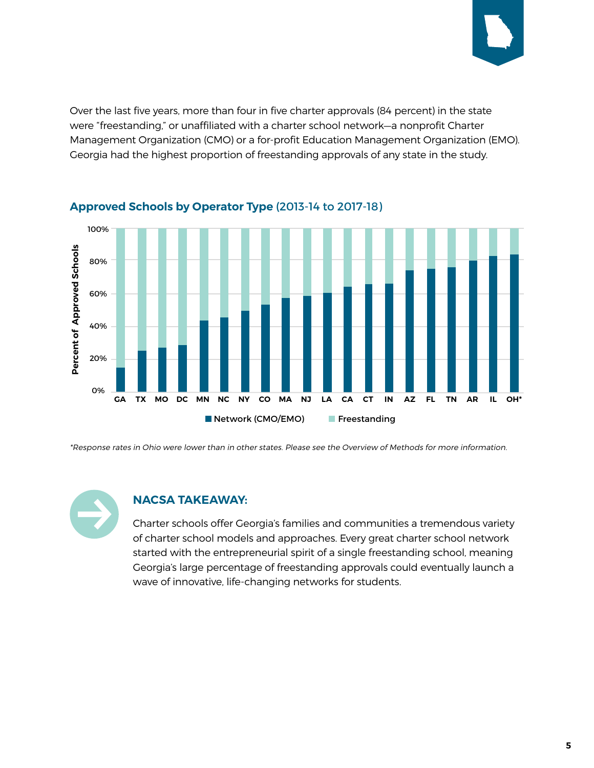Over the last five years, more than four in five charter approvals (84 percent) in the state were "freestanding," or unaffiliated with a charter school network—a nonprofit Charter Management Organization (CMO) or a for-profit Education Management Organization (EMO). Georgia had the highest proportion of freestanding approvals of any state in the study.

**Approved Schools by Operator Type** (2013-14 to 2017-18)

*Response rates in Ohio were lower than in other states. Please see the Overview of Methods for more information.*

### NACSA TAKEAWAY:

Charter schools offer Georgia's families and communities a tremendous variety of charter school models and approaches. Every great charter school network started with the entrepreneurial spirit of a single freestanding school, meaning Georgia's large percentage of freestanding approvals could eventually launch a wave of innovative, life-changing networks for students.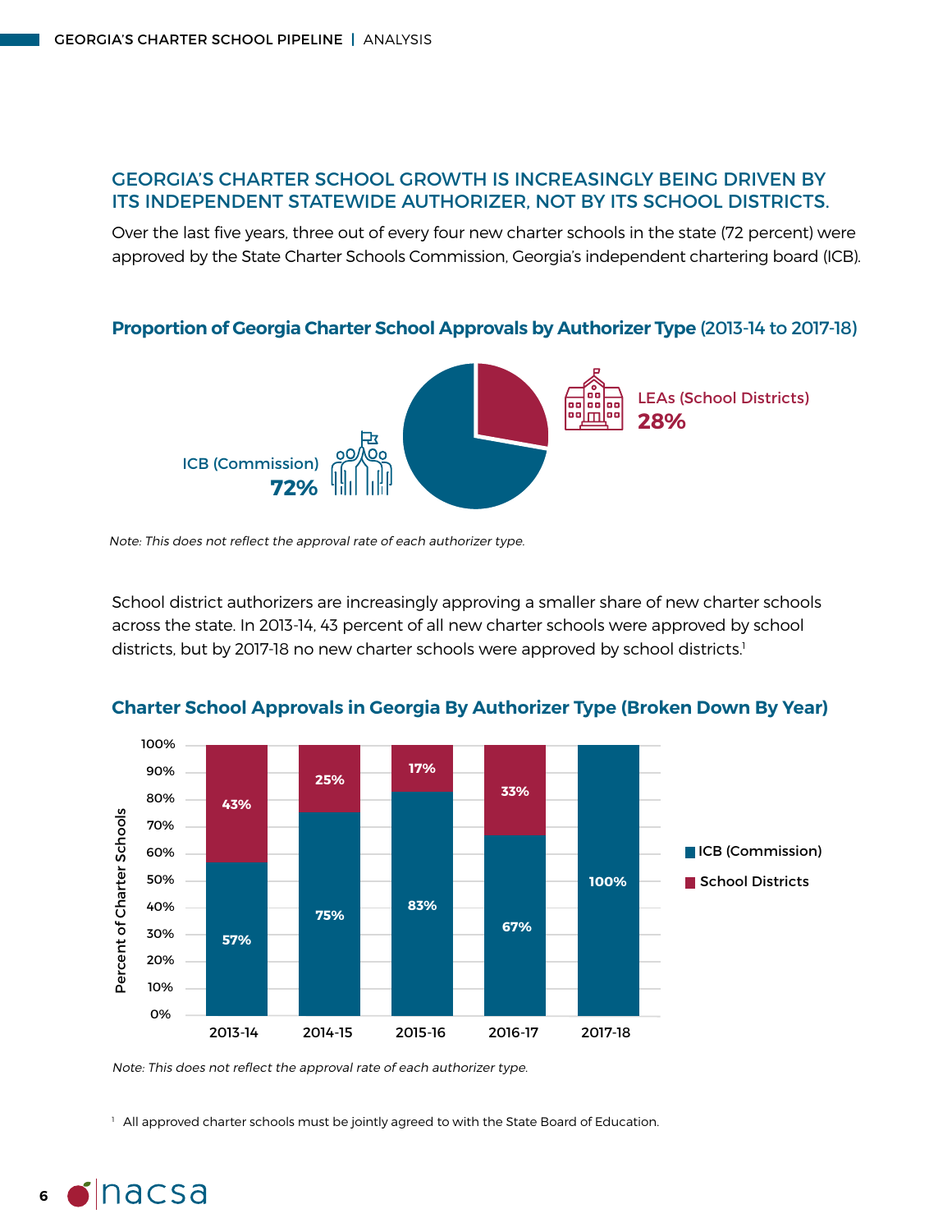## GEORGIA'S CHARTER SCHOOL GROWTH IS INCREASINGLY BEING DRIVEN BY ITS INDEPENDENT STATEWIDE AUTHORIZER, NOT BY ITS SCHOOL DISTRICTS.

Over the last five years, three out of every four new charter schools in the state (72 percent) were approved by the State Charter Schools Commission, Georgia's independent chartering board (ICB).

### Proportion of Georgia Charter School Approvals by Authorizer Type (2013-14 to 2017-18)

| Authorizer Type | Share |
|---|---|
| ICB (Commission) | 72% |
| LEAs (School Districts) | 28% |

*Note: This does not reflect the approval rate of each authorizer type.*

School district authorizers are increasingly approving a smaller share of new charter schools across the state. In 2013-14, 43 percent of all new charter schools were approved by school districts, but by 2017-18 no new charter schools were approved by school districts.[1]

### Charter School Approvals in Georgia By Authorizer Type (Broken Down By Year)

| Year | ICB (Commission) | School Districts |
|---|---|---|
| 2013-14 | 57% | 43% |
| 2014-15 | 75% | 25% |
| 2015-16 | 83% | 17% |
| 2016-17 | 67% | 33% |
| 2017-18 | 100% | |

*Note: This does not reflect the approval rate of each authorizer type.*

[1] All approved charter schools must be jointly agreed to with the State Board of Education.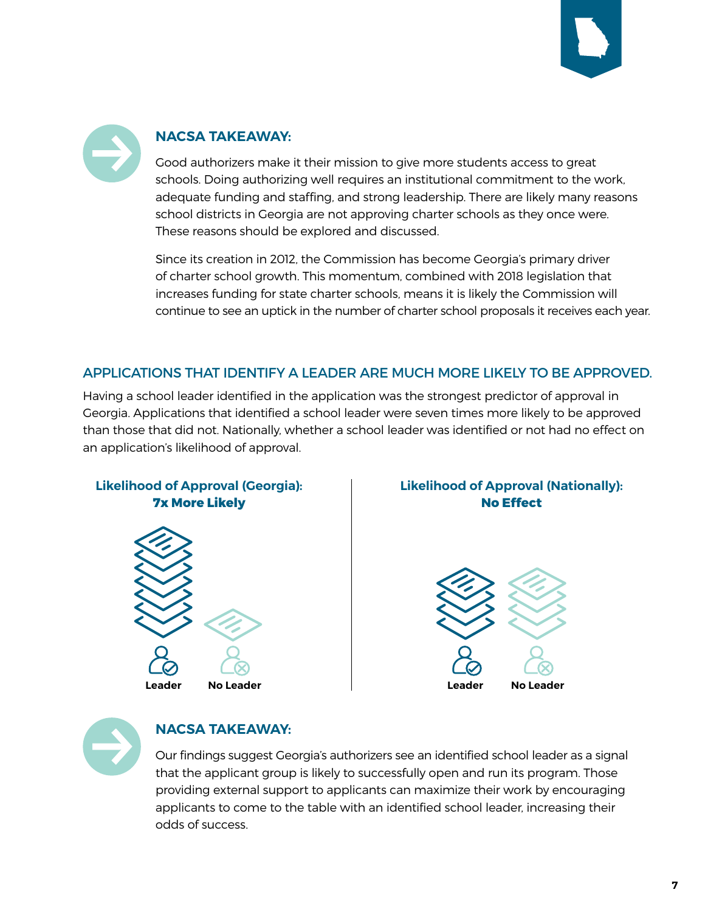### NACSA TAKEAWAY:

Good authorizers make it their mission to give more students access to great schools. Doing authorizing well requires an institutional commitment to the work, adequate funding and staffing, and strong leadership. There are likely many reasons school districts in Georgia are not approving charter schools as they once were. These reasons should be explored and discussed.

Since its creation in 2012, the Commission has become Georgia's primary driver of charter school growth. This momentum, combined with 2018 legislation that increases funding for state charter schools, means it is likely the Commission will continue to see an uptick in the number of charter school proposals it receives each year.

## APPLICATIONS THAT IDENTIFY A LEADER ARE MUCH MORE LIKELY TO BE APPROVED.

Having a school leader identified in the application was the strongest predictor of approval in Georgia. Applications that identified a school leader were seven times more likely to be approved than those that did not. Nationally, whether a school leader was identified or not had no effect on an application's likelihood of approval.

**Likelihood of Approval (Georgia): 7x More Likely**

Leader | No Leader

**Likelihood of Approval (Nationally): No Effect**

Leader | No Leader

### NACSA TAKEAWAY:

Our findings suggest Georgia's authorizers see an identified school leader as a signal that the applicant group is likely to successfully open and run its program. Those providing external support to applicants can maximize their work by encouraging applicants to come to the table with an identified school leader, increasing their odds of success.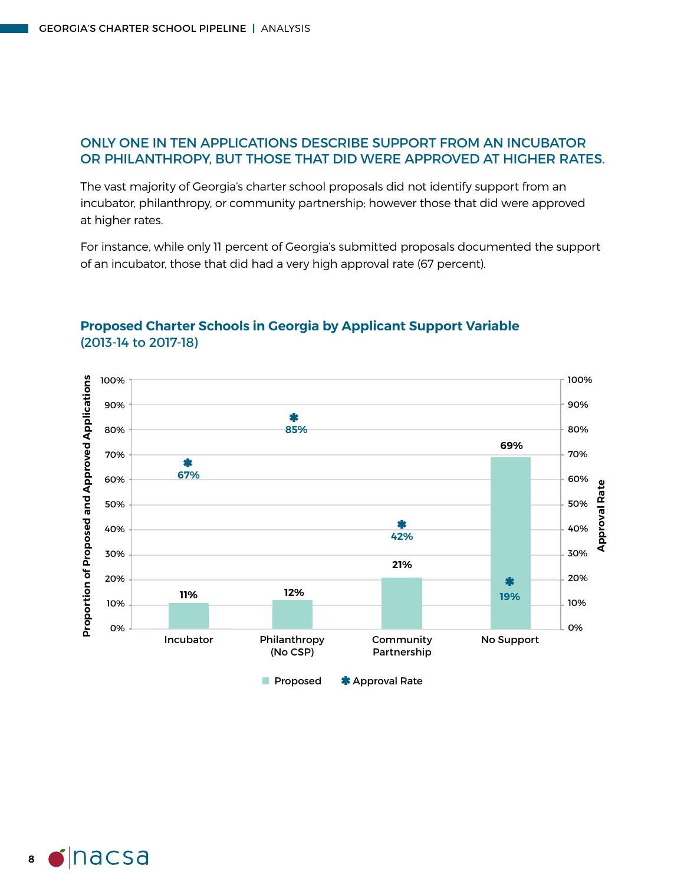## ONLY ONE IN TEN APPLICATIONS DESCRIBE SUPPORT FROM AN INCUBATOR OR PHILANTHROPY, BUT THOSE THAT DID WERE APPROVED AT HIGHER RATES.

The vast majority of Georgia's charter school proposals did not identify support from an incubator, philanthropy, or community partnership; however those that did were approved at higher rates.

For instance, while only 11 percent of Georgia's submitted proposals documented the support of an incubator, those that did had a very high approval rate (67 percent).

### Proposed Charter Schools in Georgia by Applicant Support Variable (2013-14 to 2017-18)

| Applicant Support Variable | Proposed | Approval Rate |
|---|---|---|
| Incubator | 11% | 67% |
| Philanthropy (No CSP) | 12% | 85% |
| Community Partnership | 21% | 42% |
| No Support | 69% | 19% |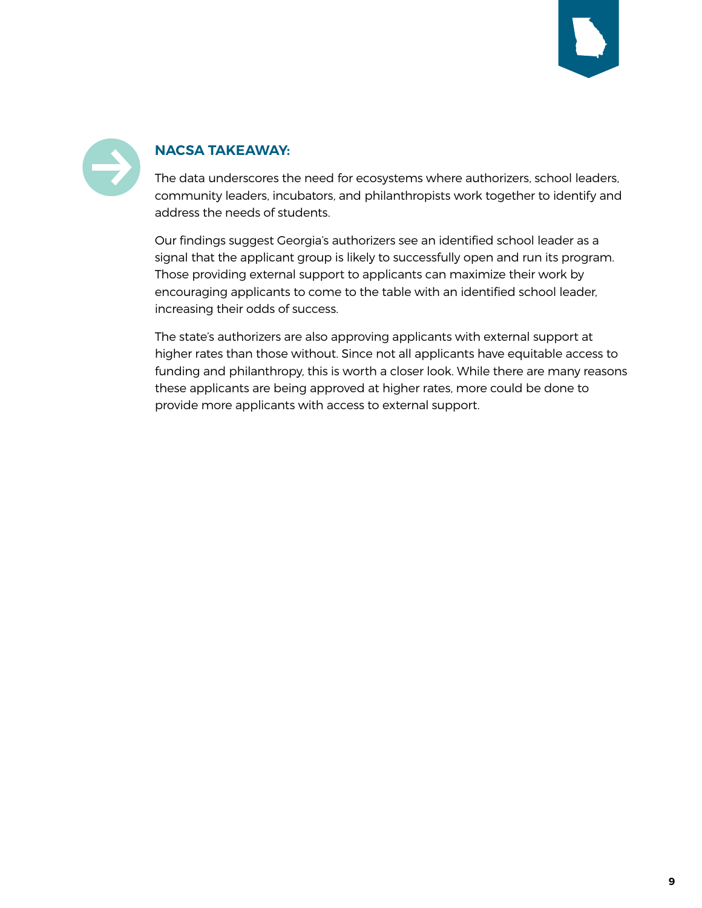## NACSA TAKEAWAY:

The data underscores the need for ecosystems where authorizers, school leaders, community leaders, incubators, and philanthropists work together to identify and address the needs of students.

Our findings suggest Georgia's authorizers see an identified school leader as a signal that the applicant group is likely to successfully open and run its program. Those providing external support to applicants can maximize their work by encouraging applicants to come to the table with an identified school leader, increasing their odds of success.

The state's authorizers are also approving applicants with external support at higher rates than those without. Since not all applicants have equitable access to funding and philanthropy, this is worth a closer look. While there are many reasons these applicants are being approved at higher rates, more could be done to provide more applicants with access to external support.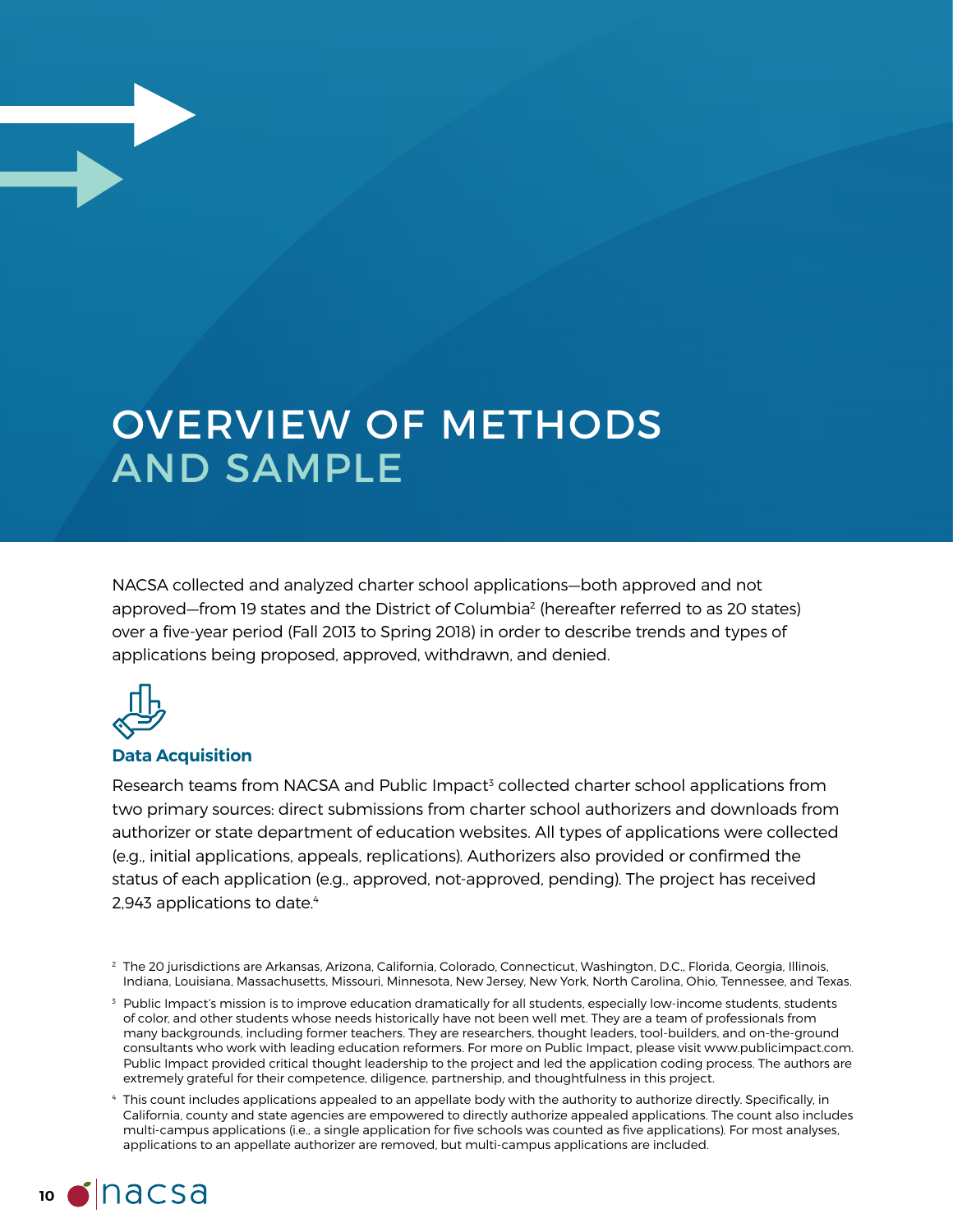# OVERVIEW OF METHODS AND SAMPLE

NACSA collected and analyzed charter school applications—both approved and not approved—from 19 states and the District of Columbia[2] (hereafter referred to as 20 states) over a five-year period (Fall 2013 to Spring 2018) in order to describe trends and types of applications being proposed, approved, withdrawn, and denied.

### Data Acquisition

Research teams from NACSA and Public Impact[3] collected charter school applications from two primary sources: direct submissions from charter school authorizers and downloads from authorizer or state department of education websites. All types of applications were collected (e.g., initial applications, appeals, replications). Authorizers also provided or confirmed the status of each application (e.g., approved, not-approved, pending). The project has received 2,943 applications to date.[4]

---

[2] The 20 jurisdictions are Arkansas, Arizona, California, Colorado, Connecticut, Washington, D.C., Florida, Georgia, Illinois, Indiana, Louisiana, Massachusetts, Missouri, Minnesota, New Jersey, New York, North Carolina, Ohio, Tennessee, and Texas.

[3] Public Impact's mission is to improve education dramatically for all students, especially low-income students, students of color, and other students whose needs historically have not been well met. They are a team of professionals from many backgrounds, including former teachers. They are researchers, thought leaders, tool-builders, and on-the-ground consultants who work with leading education reformers. For more on Public Impact, please visit www.publicimpact.com. Public Impact provided critical thought leadership to the project and led the application coding process. The authors are extremely grateful for their competence, diligence, partnership, and thoughtfulness in this project.

[4] This count includes applications appealed to an appellate body with the authority to authorize directly. Specifically, in California, county and state agencies are empowered to directly authorize appealed applications. The count also includes multi-campus applications (i.e., a single application for five schools was counted as five applications). For most analyses, applications to an appellate authorizer are removed, but multi-campus applications are included.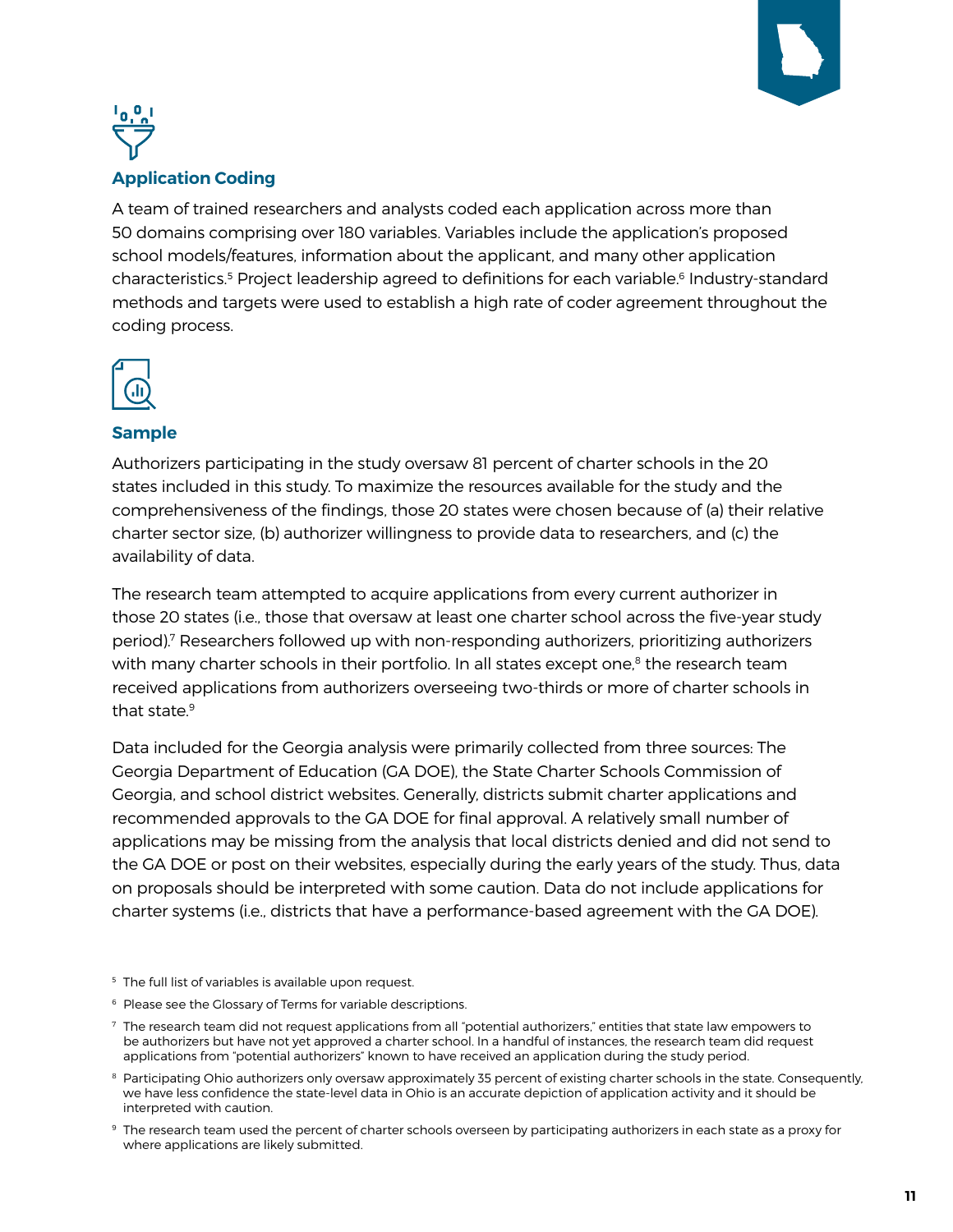## Application Coding

A team of trained researchers and analysts coded each application across more than 50 domains comprising over 180 variables. Variables include the application's proposed school models/features, information about the applicant, and many other application characteristics.[5] Project leadership agreed to definitions for each variable.[6] Industry-standard methods and targets were used to establish a high rate of coder agreement throughout the coding process.

## Sample

Authorizers participating in the study oversaw 81 percent of charter schools in the 20 states included in this study. To maximize the resources available for the study and the comprehensiveness of the findings, those 20 states were chosen because of (a) their relative charter sector size, (b) authorizer willingness to provide data to researchers, and (c) the availability of data.

The research team attempted to acquire applications from every current authorizer in those 20 states (i.e., those that oversaw at least one charter school across the five-year study period).[7] Researchers followed up with non-responding authorizers, prioritizing authorizers with many charter schools in their portfolio. In all states except one,[8] the research team received applications from authorizers overseeing two-thirds or more of charter schools in that state.[9]

Data included for the Georgia analysis were primarily collected from three sources: The Georgia Department of Education (GA DOE), the State Charter Schools Commission of Georgia, and school district websites. Generally, districts submit charter applications and recommended approvals to the GA DOE for final approval. A relatively small number of applications may be missing from the analysis that local districts denied and did not send to the GA DOE or post on their websites, especially during the early years of the study. Thus, data on proposals should be interpreted with some caution. Data do not include applications for charter systems (i.e., districts that have a performance-based agreement with the GA DOE).

---

[5] The full list of variables is available upon request.

[6] Please see the Glossary of Terms for variable descriptions.

[7] The research team did not request applications from all "potential authorizers," entities that state law empowers to be authorizers but have not yet approved a charter school. In a handful of instances, the research team did request applications from "potential authorizers" known to have received an application during the study period.

[8] Participating Ohio authorizers only oversaw approximately 35 percent of existing charter schools in the state. Consequently, we have less confidence the state-level data in Ohio is an accurate depiction of application activity and it should be interpreted with caution.

[9] The research team used the percent of charter schools overseen by participating authorizers in each state as a proxy for where applications are likely submitted.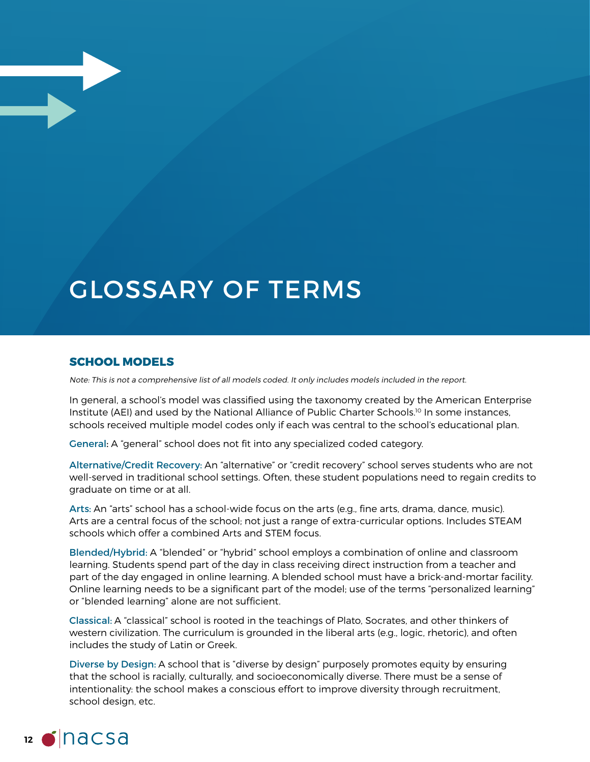# GLOSSARY OF TERMS

## SCHOOL MODELS

*Note: This is not a comprehensive list of all models coded. It only includes models included in the report.*

In general, a school's model was classified using the taxonomy created by the American Enterprise Institute (AEI) and used by the National Alliance of Public Charter Schools.[10] In some instances, schools received multiple model codes only if each was central to the school's educational plan.

**General:** A "general" school does not fit into any specialized coded category.

**Alternative/Credit Recovery:** An "alternative" or "credit recovery" school serves students who are not well-served in traditional school settings. Often, these student populations need to regain credits to graduate on time or at all.

**Arts:** An "arts" school has a school-wide focus on the arts (e.g., fine arts, drama, dance, music). Arts are a central focus of the school; not just a range of extra-curricular options. Includes STEAM schools which offer a combined Arts and STEM focus.

**Blended/Hybrid:** A "blended" or "hybrid" school employs a combination of online and classroom learning. Students spend part of the day in class receiving direct instruction from a teacher and part of the day engaged in online learning. A blended school must have a brick-and-mortar facility. Online learning needs to be a significant part of the model; use of the terms "personalized learning" or "blended learning" alone are not sufficient.

**Classical:** A "classical" school is rooted in the teachings of Plato, Socrates, and other thinkers of western civilization. The curriculum is grounded in the liberal arts (e.g., logic, rhetoric), and often includes the study of Latin or Greek.

**Diverse by Design:** A school that is "diverse by design" purposely promotes equity by ensuring that the school is racially, culturally, and socioeconomically diverse. There must be a sense of intentionality: the school makes a conscious effort to improve diversity through recruitment, school design, etc.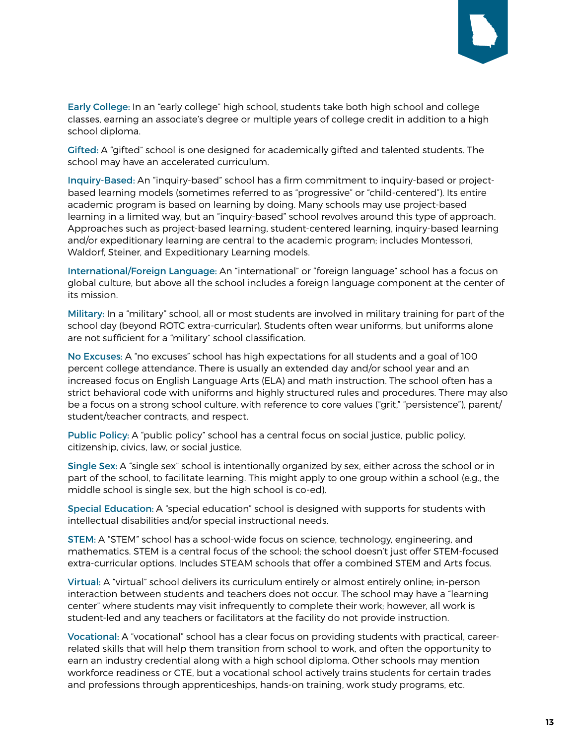**Early College:** In an "early college" high school, students take both high school and college classes, earning an associate's degree or multiple years of college credit in addition to a high school diploma.

**Gifted:** A "gifted" school is one designed for academically gifted and talented students. The school may have an accelerated curriculum.

**Inquiry-Based:** An "inquiry-based" school has a firm commitment to inquiry-based or project-based learning models (sometimes referred to as "progressive" or "child-centered"). Its entire academic program is based on learning by doing. Many schools may use project-based learning in a limited way, but an "inquiry-based" school revolves around this type of approach. Approaches such as project-based learning, student-centered learning, inquiry-based learning and/or expeditionary learning are central to the academic program; includes Montessori, Waldorf, Steiner, and Expeditionary Learning models.

**International/Foreign Language:** An "international" or "foreign language" school has a focus on global culture, but above all the school includes a foreign language component at the center of its mission.

**Military:** In a "military" school, all or most students are involved in military training for part of the school day (beyond ROTC extra-curricular). Students often wear uniforms, but uniforms alone are not sufficient for a "military" school classification.

**No Excuses:** A "no excuses" school has high expectations for all students and a goal of 100 percent college attendance. There is usually an extended day and/or school year and an increased focus on English Language Arts (ELA) and math instruction. The school often has a strict behavioral code with uniforms and highly structured rules and procedures. There may also be a focus on a strong school culture, with reference to core values ("grit," "persistence"), parent/student/teacher contracts, and respect.

**Public Policy:** A "public policy" school has a central focus on social justice, public policy, citizenship, civics, law, or social justice.

**Single Sex:** A "single sex" school is intentionally organized by sex, either across the school or in part of the school, to facilitate learning. This might apply to one group within a school (e.g., the middle school is single sex, but the high school is co-ed).

**Special Education:** A "special education" school is designed with supports for students with intellectual disabilities and/or special instructional needs.

**STEM:** A "STEM" school has a school-wide focus on science, technology, engineering, and mathematics. STEM is a central focus of the school; the school doesn't just offer STEM-focused extra-curricular options. Includes STEAM schools that offer a combined STEM and Arts focus.

**Virtual:** A "virtual" school delivers its curriculum entirely or almost entirely online; in-person interaction between students and teachers does not occur. The school may have a "learning center" where students may visit infrequently to complete their work; however, all work is student-led and any teachers or facilitators at the facility do not provide instruction.

**Vocational:** A "vocational" school has a clear focus on providing students with practical, career-related skills that will help them transition from school to work, and often the opportunity to earn an industry credential along with a high school diploma. Other schools may mention workforce readiness or CTE, but a vocational school actively trains students for certain trades and professions through apprenticeships, hands-on training, work study programs, etc.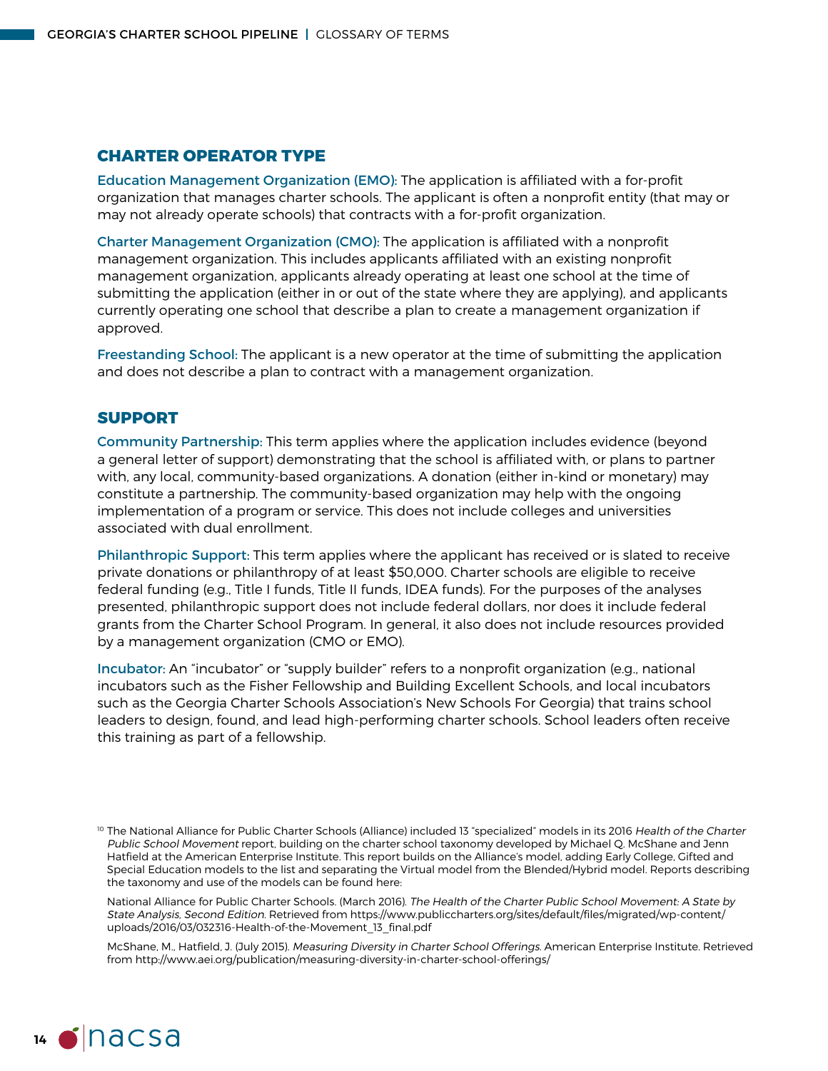## CHARTER OPERATOR TYPE

**Education Management Organization (EMO):** The application is affiliated with a for-profit organization that manages charter schools. The applicant is often a nonprofit entity (that may or may not already operate schools) that contracts with a for-profit organization.

**Charter Management Organization (CMO):** The application is affiliated with a nonprofit management organization. This includes applicants affiliated with an existing nonprofit management organization, applicants already operating at least one school at the time of submitting the application (either in or out of the state where they are applying), and applicants currently operating one school that describe a plan to create a management organization if approved.

**Freestanding School:** The applicant is a new operator at the time of submitting the application and does not describe a plan to contract with a management organization.

## SUPPORT

**Community Partnership:** This term applies where the application includes evidence (beyond a general letter of support) demonstrating that the school is affiliated with, or plans to partner with, any local, community-based organizations. A donation (either in-kind or monetary) may constitute a partnership. The community-based organization may help with the ongoing implementation of a program or service. This does not include colleges and universities associated with dual enrollment.

**Philanthropic Support:** This term applies where the applicant has received or is slated to receive private donations or philanthropy of at least $50,000. Charter schools are eligible to receive federal funding (e.g., Title I funds, Title II funds, IDEA funds). For the purposes of the analyses presented, philanthropic support does not include federal dollars, nor does it include federal grants from the Charter School Program. In general, it also does not include resources provided by a management organization (CMO or EMO).

**Incubator:** An "incubator" or "supply builder" refers to a nonprofit organization (e.g., national incubators such as the Fisher Fellowship and Building Excellent Schools, and local incubators such as the Georgia Charter Schools Association's New Schools For Georgia) that trains school leaders to design, found, and lead high-performing charter schools. School leaders often receive this training as part of a fellowship.

---

[10] The National Alliance for Public Charter Schools (Alliance) included 13 "specialized" models in its 2016 *Health of the Charter Public School Movement* report, building on the charter school taxonomy developed by Michael Q. McShane and Jenn Hatfield at the American Enterprise Institute. This report builds on the Alliance's model, adding Early College, Gifted and Special Education models to the list and separating the Virtual model from the Blended/Hybrid model. Reports describing the taxonomy and use of the models can be found here:

National Alliance for Public Charter Schools. (March 2016). *The Health of the Charter Public School Movement: A State by State Analysis, Second Edition.* Retrieved from https://www.publiccharters.org/sites/default/files/migrated/wp-content/uploads/2016/03/032316-Health-of-the-Movement_13_final.pdf

McShane, M., Hatfield, J. (July 2015). *Measuring Diversity in Charter School Offerings.* American Enterprise Institute. Retrieved from http://www.aei.org/publication/measuring-diversity-in-charter-school-offerings/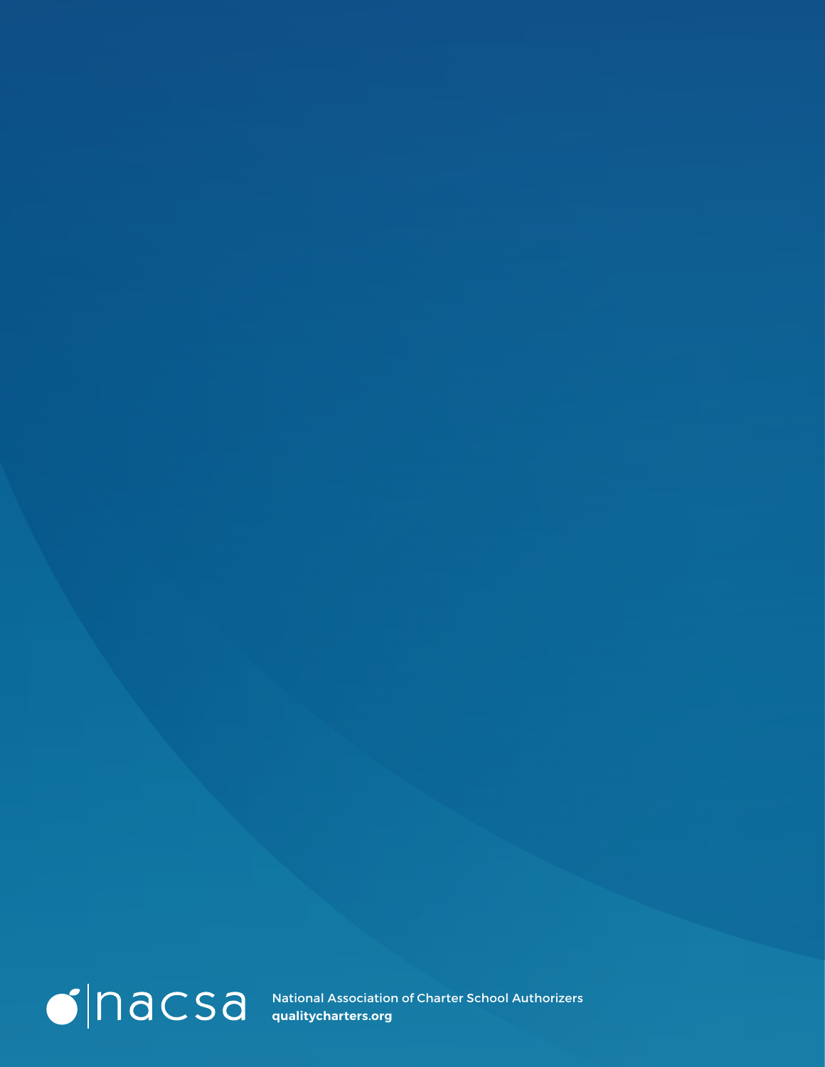nacsa

National Association of Charter School Authorizers
**qualitycharters.org**